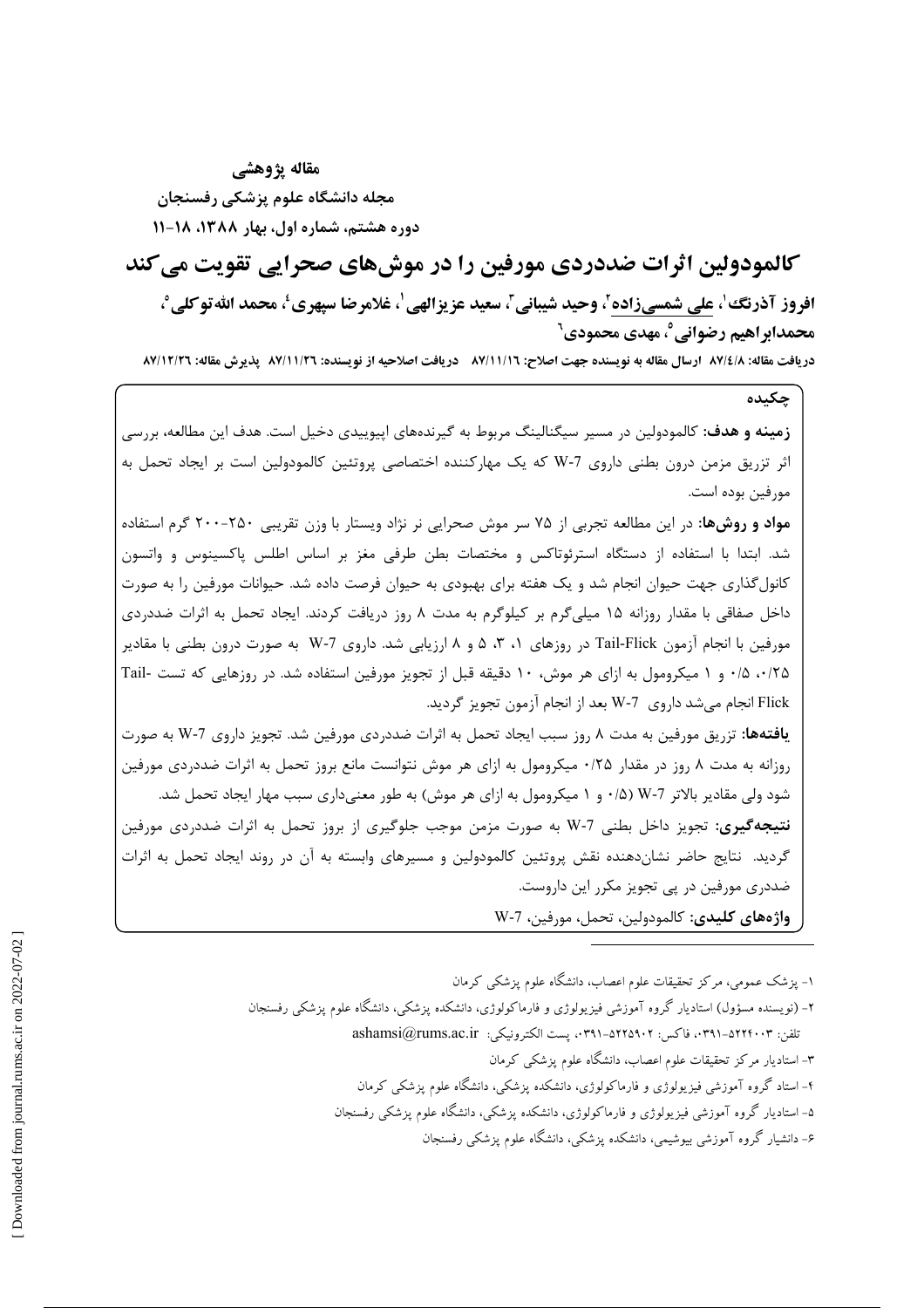مقاله پژوهشی

مجله دانشگاه علوم پزشکی رفسنجان

دوره هشتم، شماره اول، بهار ۱۳۸۸، ۱۸-۱۱

# کالمودولین اثرات ضددردی مورفین را در موش‌های صحرایی تقویت می‌کند

**افروز آذرنگ[1]، علی شمسی‌زاده[2]، وحید شیبانی[3]، سعید عزیزالهی[1]، غلامرضا سپهری[4]، محمد الله‌توکلی[5]، محمدابراهیم رضوانی[5]، مهدی محمودی[6]**

**دریافت مقاله: ۸۷/۴/۸ ارسال مقاله به نویسنده جهت اصلاح: ۸۷/۱۱/۱۶ دریافت اصلاحیه از نویسنده: ۸۷/۱۱/۲۶ پذیرش مقاله: ۸۷/۱۲/۲۶**

## چکیده

**زمینه و هدف:** کالمودولین در مسیر سیگنالینگ مربوط به گیرنده‌های اپیوییدی دخیل است. هدف این مطالعه، بررسی اثر تزریق مزمن درون بطنی داروی W-7 که یک مهارکننده اختصاصی پروتئین کالمودولین است بر ایجاد تحمل به مورفین بوده است.

**مواد و روش‌ها:** در این مطالعه تجربی از ۷۵ سر موش صحرایی نر نژاد ویستار با وزن تقریبی ۲۵۰-۲۰۰ گرم استفاده شد. ابتدا با استفاده از دستگاه استرئوتاکس و مختصات بطن طرفی مغز بر اساس اطلس پاکسینوس و واتسون کانول‌گذاری جهت حیوان انجام شد و یک هفته برای بهبودی به حیوان فرصت داده شد. حیوانات مورفین را به صورت داخل صفاقی با مقدار روزانه ۱۵ میلی‌گرم بر کیلوگرم به مدت ۸ روز دریافت کردند. ایجاد تحمل به اثرات ضددردی مورفین با انجام آزمون Tail-Flick در روزهای ۱، ۳، ۵ و ۸ ارزیابی شد. داروی W-7 به صورت درون بطنی با مقادیر ۰/۲۵، ۰/۵ و ۱ میکرومول به ازای هر موش، ۱۰ دقیقه قبل از تجویز مورفین استفاده شد. در روزهایی که تست Tail-Flick انجام می‌شد داروی W-7 بعد از انجام آزمون تجویز گردید.

**یافته‌ها:** تزریق مورفین به مدت ۸ روز سبب ایجاد تحمل به اثرات ضددردی مورفین شد. تجویز داروی W-7 به صورت روزانه به مدت ۸ روز در مقدار ۰/۲۵ میکرومول به ازای هر موش نتوانست مانع بروز تحمل به اثرات ضددردی مورفین شود ولی مقادیر بالاتر W-7 (۰/۵ و ۱ میکرومول به ازای هر موش) به طور معنی‌داری سبب مهار ایجاد تحمل شد.

**نتیجه‌گیری:** تجویز داخل بطنی W-7 به صورت مزمن موجب جلوگیری از بروز تحمل به اثرات ضددردی مورفین گردید. نتایج حاضر نشان‌دهنده نقش پروتئین کالمودولین و مسیرهای وابسته به آن در روند ایجاد تحمل به اثرات ضددردی مورفین در پی تجویز مکرر این داروست.

**واژه‌های کلیدی:** کالمودولین، تحمل، مورفین، W-7

---

۱- پزشک عمومی، مرکز تحقیقات علوم اعصاب، دانشگاه علوم پزشکی کرمان

۲- (نویسنده مسؤول) استادیار گروه آموزشی فیزیولوژی و فارماکولوژی، دانشکده پزشکی، دانشگاه علوم پزشکی رفسنجان

تلفن: ۵۲۲۴۰۰۳-۰۳۹۱، فاکس: ۵۲۲۵۹۰۲-۰۳۹۱، پست الکترونیکی: ashamsi@rums.ac.ir

۳- استادیار مرکز تحقیقات علوم اعصاب، دانشگاه علوم پزشکی کرمان

۴- استاد گروه آموزشی فیزیولوژی و فارماکولوژی، دانشکده پزشکی، دانشگاه علوم پزشکی کرمان

۵- استادیار گروه آموزشی فیزیولوژی و فارماکولوژی، دانشکده پزشکی، دانشگاه علوم پزشکی رفسنجان

۶- دانشیار گروه آموزشی بیوشیمی، دانشکده پزشکی، دانشگاه علوم پزشکی رفسنجان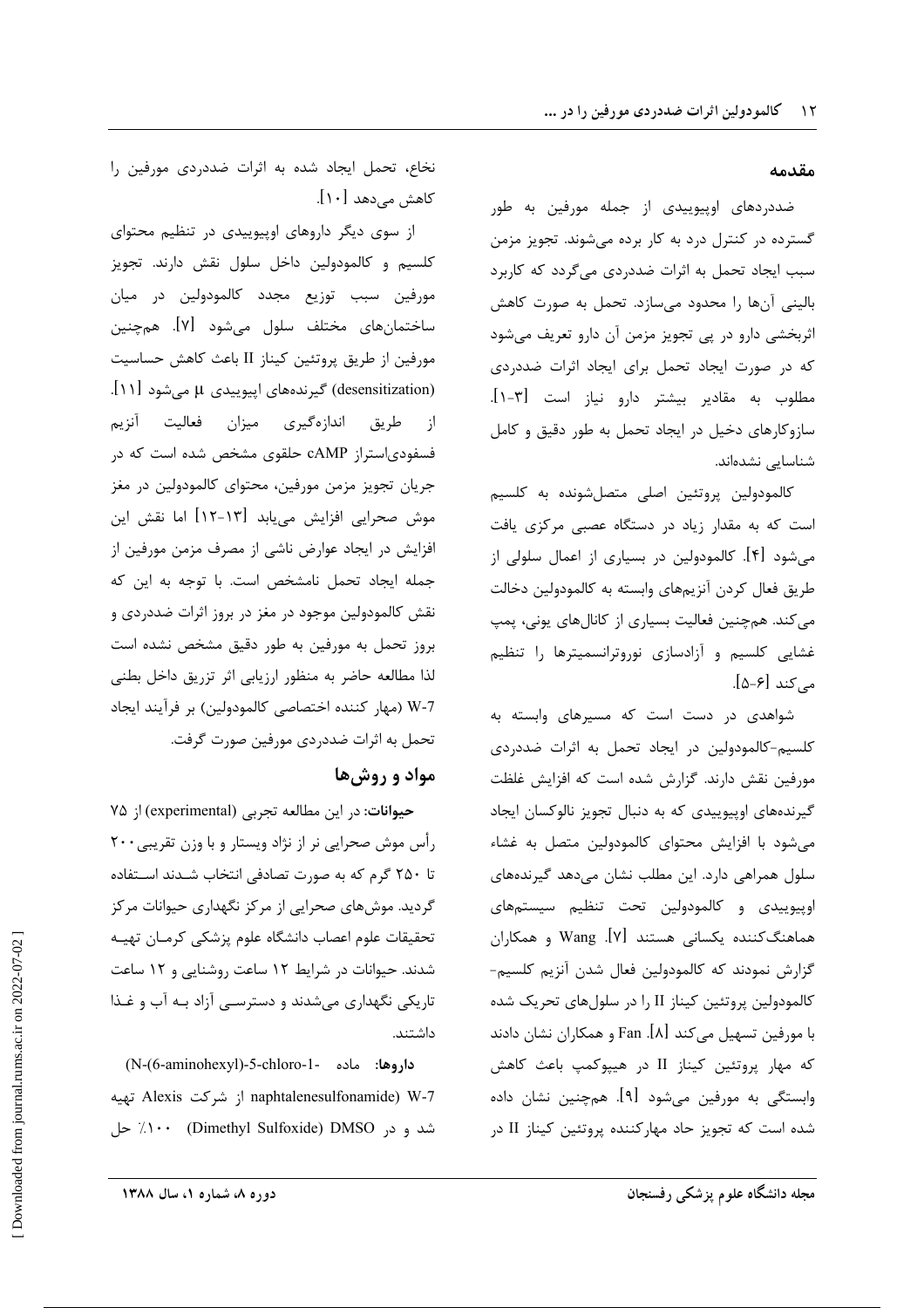## مقدمه

ضددردهای اوپیوییدی از جمله مورفین به طور گسترده در کنترل درد به کار برده می‌شوند. تجویز مزمن سبب ایجاد تحمل به اثرات ضددردی می‌گردد که کاربرد بالینی آن‌ها را محدود می‌سازد. تحمل به صورت کاهش اثربخشی دارو در پی تجویز مزمن آن دارو تعریف می‌شود که در صورت ایجاد تحمل برای ایجاد اثرات ضددردی مطلوب به مقادیر بیشتر دارو نیاز است [۳-۱]. سازوکارهای دخیل در ایجاد تحمل به طور دقیق و کامل شناسایی نشده‌اند.

کالمودولین پروتئین اصلی متصل‌شونده به کلسیم است که به مقدار زیاد در دستگاه عصبی مرکزی یافت می‌شود [۴]. کالمودولین در بسیاری از اعمال سلولی از طریق فعال کردن آنزیم‌های وابسته به کالمودولین دخالت می‌کند. هم‌چنین فعالیت بسیاری از کانال‌های یونی، پمپ غشایی کلسیم و آزادسازی نوروترانسمیترها را تنظیم می‌کند [۶-۵].

شواهدی در دست است که مسیرهای وابسته به کلسیم-کالمودولین در ایجاد تحمل به اثرات ضددردی مورفین نقش دارند. گزارش شده است که افزایش غلظت گیرنده‌های اوپیوییدی که به دنبال تجویز نالوکسان ایجاد می‌شود با افزایش محتوای کالمودولین متصل به غشاء سلول همراهی دارد. این مطلب نشان می‌دهد گیرنده‌های اوپیوییدی و کالمودولین تحت تنظیم سیستم‌های هماهنگ‌کننده یکسانی هستند [۷]. Wang و همکاران گزارش نمودند که کالمودولین فعال شدن آنزیم کلسیم-کالمودولین پروتئین کیناز II را در سلول‌های تحریک شده با مورفین تسهیل می‌کند [۸]. Fan و همکاران نشان دادند که مهار پروتئین کیناز II در هیپوکمپ باعث کاهش وابستگی به مورفین می‌شود [۹]. هم‌چنین نشان داده شده است که تجویز حاد مهارکننده پروتئین کیناز II در نخاع، تحمل ایجاد شده به اثرات ضددردی مورفین را کاهش می‌دهد [۱۰].

از سوی دیگر داروهای اوپیوییدی در تنظیم محتوای کلسیم و کالمودولین داخل سلول نقش دارند. تجویز مورفین سبب توزیع مجدد کالمودولین در میان ساختمان‌های مختلف سلول می‌شود [۷]. هم‌چنین مورفین از طریق پروتئین کیناز II باعث کاهش حساسیت (desensitization) گیرنده‌های اپیوییدی $\mu$ می‌شود [۱۱]. از طریق اندازه‌گیری میزان فعالیت آنزیم فسفودی‌استراز cAMP حلقوی مشخص شده است که در جریان تجویز مزمن مورفین، محتوای کالمودولین در مغز موش صحرایی افزایش می‌یابد [۱۳-۱۲] اما نقش این افزایش در ایجاد عوارض ناشی از مصرف مزمن مورفین از جمله ایجاد تحمل نامشخص است. با توجه به این که نقش کالمودولین موجود در مغز در بروز اثرات ضددردی و بروز تحمل به مورفین به طور دقیق مشخص نشده است لذا مطالعه حاضر به منظور ارزیابی اثر تزریق داخل بطنی W-7 (مهار کننده اختصاصی کالمودولین) بر فرآیند ایجاد تحمل به اثرات ضددردی مورفین صورت گرفت.

## مواد و روش‌ها

**حیوانات:** در این مطالعه تجربی (experimental) از ۷۵ رأس موش صحرایی نر از نژاد ویستار و با وزن تقریبی ۲۰۰ تا ۲۵۰ گرم که به صورت تصادفی انتخاب شدند استفاده گردید. موش‌های صحرایی از مرکز نگهداری حیوانات مرکز تحقیقات علوم اعصاب دانشگاه علوم پزشکی کرمان تهیه شدند. حیوانات در شرایط ۱۲ ساعت روشنایی و ۱۲ ساعت تاریکی نگهداری می‌شدند و دسترسی آزاد به آب و غذا داشتند.

**داروها:** ماده N-(6-aminohexyl)-5-chloro-1-naphtalenesulfonamide) W-7) از شرکت Alexis تهیه شد و در Dimethyl Sulfoxide) DMSO) ۱۰۰٪ حل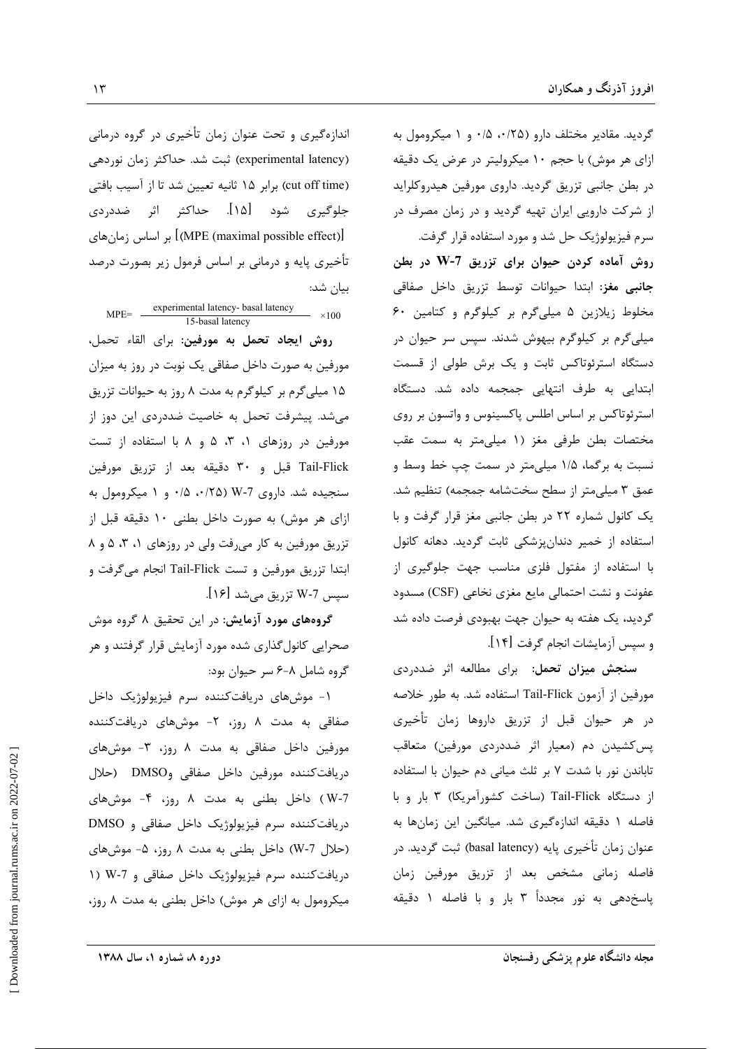گردید. مقادیر مختلف دارو (۰/۲۵، ۰/۵ و ۱ میکرومول به ازای هر موش) با حجم ۱۰ میکرولیتر در عرض یک دقیقه در بطن جانبی تزریق گردید. داروی مورفین هیدروکلراید از شرکت دارویی ایران تهیه گردید و در زمان مصرف در سرم فیزیولوژیک حل شد و مورد استفاده قرار گرفت.

**روش آماده کردن حیوان برای تزریق W-7 در بطن جانبی مغز:** ابتدا حیوانات توسط تزریق داخل صفاقی مخلوط زیلازین ۵ میلی‌گرم بر کیلوگرم و کتامین ۶۰ میلی‌گرم بر کیلوگرم بیهوش شدند. سپس سر حیوان در دستگاه استرئوتاکس ثابت و یک برش طولی از قسمت ابتدایی به طرف انتهایی جمجمه داده شد. دستگاه استرئوتاکس بر اساس اطلس پاکسینوس و واتسون بر روی مختصات بطن طرفی مغز (۱ میلی‌متر به سمت عقب نسبت به برگما، ۱/۵ میلی‌متر در سمت چپ خط وسط و عمق ۳ میلی‌متر از سطح سخت‌شامه جمجمه) تنظیم شد. یک کانول شماره ۲۲ در بطن جانبی مغز قرار گرفت و با استفاده از خمیر دندان‌پزشکی ثابت گردید. دهانه کانول با استفاده از مفتول فلزی مناسب جهت جلوگیری از عفونت و نشت احتمالی مایع مغزی نخاعی (CSF) مسدود گردید، یک هفته به حیوان جهت بهبودی فرصت داده شد و سپس آزمایشات انجام گرفت [۱۴].

**سنجش میزان تحمل:** برای مطالعه اثر ضددردی مورفین از آزمون Tail-Flick استفاده شد. به طور خلاصه در هر حیوان قبل از تزریق داروها زمان تأخیری پس‌کشیدن دم (معیار اثر ضددردی مورفین) متعاقب تاباندن نور با شدت ۷ بر ثلث میانی دم حیوان با استفاده از دستگاه Tail-Flick (ساخت کشورآمریکا) ۳ بار و با فاصله ۱ دقیقه اندازه‌گیری شد. میانگین این زمان‌ها به عنوان زمان تأخیری پایه (basal latency) ثبت گردید. در فاصله زمانی مشخص بعد از تزریق مورفین زمان پاسخ‌دهی به نور مجدداً ۳ بار و با فاصله ۱ دقیقه اندازه‌گیری و تحت عنوان زمان تأخیری در گروه درمانی (experimental latency) ثبت شد. حداکثر زمان نوردهی (cut off time) برابر ۱۵ ثانیه تعیین شد تا از آسیب بافتی جلوگیری شود [۱۵]. حداکثر اثر ضددردی [(MPE (maximal possible effect)] بر اساس زمان‌های تأخیری پایه و درمانی بر اساس فرمول زیر بصورت درصد بیان شد:

$$\text{MPE}= \frac{\text{experimental latency- basal latency}}{\text{15-basal latency}} \times 100$$

**روش ایجاد تحمل به مورفین:** برای القاء تحمل، مورفین به صورت داخل صفاقی یک نوبت در روز به میزان ۱۵ میلی‌گرم بر کیلوگرم به مدت ۸ روز به حیوانات تزریق می‌شد. پیشرفت تحمل به خاصیت ضددردی این دوز از مورفین در روزهای ۱، ۳، ۵ و ۸ با استفاده از تست Tail-Flick قبل و ۳۰ دقیقه بعد از تزریق مورفین سنجیده شد. داروی W-7 (۰/۲۵، ۰/۵ و ۱ میکرومول به ازای هر موش) به صورت داخل بطنی ۱۰ دقیقه قبل از تزریق مورفین به کار می‌رفت ولی در روزهای ۱، ۳، ۵ و ۸ ابتدا تزریق مورفین و تست Tail-Flick انجام می‌گرفت و سپس W-7 تزریق می‌شد [۱۶].

**گروه‌های مورد آزمایش:** در این تحقیق ۸ گروه موش صحرایی کانول‌گذاری شده مورد آزمایش قرار گرفتند و هر گروه شامل ۸-۶ سر حیوان بود:

۱- موش‌های دریافت‌کننده سرم فیزیولوژیک داخل صفاقی به مدت ۸ روز، ۲- موش‌های دریافت‌کننده مورفین داخل صفاقی به مدت ۸ روز، ۳- موش‌های دریافت‌کننده مورفین داخل صفاقی وDMSO (حلال W-7) داخل بطنی به مدت ۸ روز، ۴- موش‌های دریافت‌کننده سرم فیزیولوژیک داخل صفاقی و DMSO (حلال W-7) داخل بطنی به مدت ۸ روز، ۵- موش‌های دریافت‌کننده سرم فیزیولوژیک داخل صفاقی و W-7 (۱ میکرومول به ازای هر موش) داخل بطنی به مدت ۸ روز،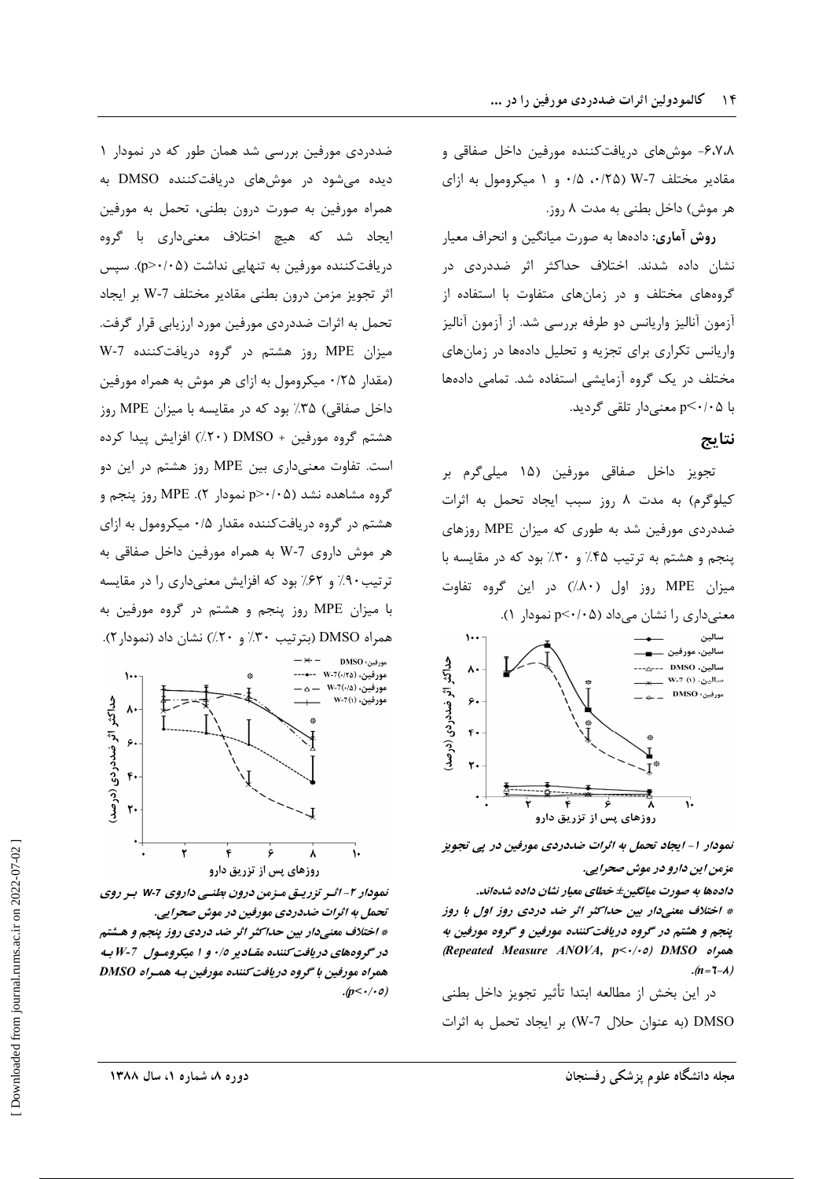۶،۷،۸- موش‌های دریافت‌کننده مورفین داخل صفاقی و مقادیر مختلف W-7 (۰/۲۵، ۰/۵ و ۱ میکرومول به ازای هر موش) داخل بطنی به مدت ۸ روز.

**روش آماری:** داده‌ها به صورت میانگین و انحراف معیار نشان داده شدند. اختلاف حداکثر اثر ضددردی در گروه‌های مختلف و در زمان‌های متفاوت با استفاده از آزمون آنالیز واریانس دو طرفه بررسی شد. از آزمون آنالیز واریانس تکراری برای تجزیه و تحلیل داده‌ها در زمان‌های مختلف در یک گروه آزمایشی استفاده شد. تمامی داده‌ها با p<۰/۰۵ معنی‌دار تلقی گردید.

## نتایج

تجویز داخل صفاقی مورفین (۱۵ میلی‌گرم بر کیلوگرم) به مدت ۸ روز سبب ایجاد تحمل به اثرات ضددردی مورفین شد به طوری که میزان MPE روزهای پنجم و هشتم به ترتیب ۴۵٪ و ۳۰٪ بود که در مقایسه با میزان MPE روز اول (۸۰٪) در این گروه تفاوت معنی‌داری را نشان می‌داد (p<۰/۰۵ نمودار ۱).

*نمودار ۱- ایجاد تحمل به اثرات ضددردی مورفین در پی تجویز مزمن این دارو در موش صحرایی.*

*داده‌ها به صورت میانگین± خطای معیار نشان داده شده‌اند.*

*\* اختلاف معنی‌دار بین حداکثر اثر ضد دردی روز اول با روز پنجم و هشتم در گروه دریافت‌کننده مورفین و گروه مورفین به همراه DMSO (Repeated Measure ANOVA, p<۰/۰۵) (n=۶-۸).*

در این بخش از مطالعه ابتدا تأثیر تجویز داخل بطنی DMSO (به عنوان حلال W-7) بر ایجاد تحمل به اثرات ضددردی مورفین بررسی شد همان طور که در نمودار ۱ دیده می‌شود در موش‌های دریافت‌کننده DMSO به همراه مورفین به صورت درون بطنی، تحمل به مورفین ایجاد شد که هیچ اختلاف معنی‌داری با گروه دریافت‌کننده مورفین به تنهایی نداشت (p>۰/۰۵). سپس اثر تجویز مزمن درون بطنی مقادیر مختلف W-7 بر ایجاد تحمل به اثرات ضددردی مورفین مورد ارزیابی قرار گرفت. میزان MPE روز هشتم در گروه دریافت‌کننده W-7 (مقدار ۰/۲۵ میکرومول به ازای هر موش به همراه مورفین داخل صفاقی) ۳۵٪ بود که در مقایسه با میزان MPE روز هشتم گروه مورفین + DMSO (۲۰٪) افزایش پیدا کرده است. تفاوت معنی‌داری بین MPE روز هشتم در این دو گروه مشاهده نشد (p>۰/۰۵ نمودار ۲). MPE روز پنجم و هشتم در گروه دریافت‌کننده مقدار ۰/۵ میکرومول به ازای هر موش داروی W-7 به همراه مورفین داخل صفاقی به ترتیب ۹۰٪ و ۶۲٪ بود که افزایش معنی‌داری را در مقایسه با میزان MPE روز پنجم و هشتم در گروه مورفین به همراه DMSO (بترتیب ۳۰٪ و ۲۰٪) نشان داد (نمودار۲).

*نمودار ۲- اثر تزریق مزمن درون بطنی داروی W-7 بر روی تحمل به اثرات ضددردی مورفین در موش صحرایی.*

*\* اختلاف معنی‌دار بین حداکثر اثر ضد دردی روز پنجم و هشتم در گروه‌های دریافت‌کننده مقادیر ۰/۵ و ۱ میکرومول W-7 به همراه مورفین با گروه دریافت‌کننده مورفین به همراه DMSO (p<۰/۰۵).*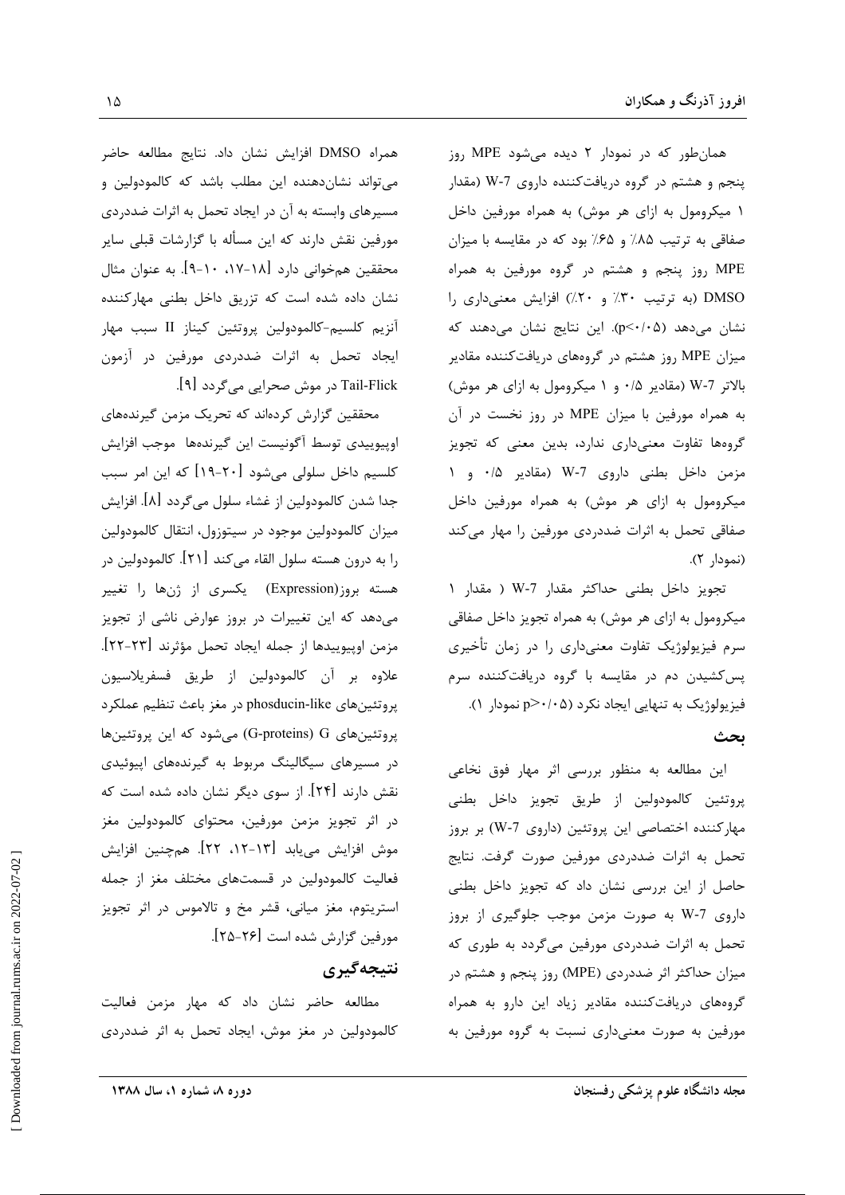همان‌طور که در نمودار ۲ دیده می‌شود MPE روز پنجم و هشتم در گروه دریافت‌کننده داروی W-7 (مقدار ۱ میکرومول به ازای هر موش) به همراه مورفین داخل صفاقی به ترتیب ۸۵٪ و ۶۵٪ بود که در مقایسه با میزان MPE روز پنجم و هشتم در گروه مورفین به همراه DMSO (به ترتیب ۳۰٪ و ۲۰٪) افزایش معنی‌داری را نشان می‌دهد ($p<0.05$). این نتایج نشان می‌دهند که میزان MPE روز هشتم در گروه‌های دریافت‌کننده مقادیر بالاتر W-7 (مقادیر ۰/۵ و ۱ میکرومول به ازای هر موش) به همراه مورفین با میزان MPE در روز نخست در آن گروه‌ها تفاوت معنی‌داری ندارد، بدین معنی که تجویز مزمن داخل بطنی داروی W-7 (مقادیر ۰/۵ و ۱ میکرومول به ازای هر موش) به همراه مورفین داخل صفاقی تحمل به اثرات ضددردی مورفین را مهار می‌کند (نمودار ۲).

تجویز داخل بطنی حداکثر مقدار W-7 ( مقدار ۱ میکرومول به ازای هر موش) به همراه تجویز داخل صفاقی سرم فیزیولوژیک تفاوت معنی‌داری را در زمان تأخیری پس‌کشیدن دم در مقایسه با گروه دریافت‌کننده سرم فیزیولوژیک به تنهایی ایجاد نکرد ($p>0.05$ نمودار ۱).

## بحث

این مطالعه به منظور بررسی اثر مهار فوق نخاعی پروتئین کالمودولین از طریق تجویز داخل بطنی مهارکننده اختصاصی این پروتئین (داروی W-7) بر بروز تحمل به اثرات ضددردی مورفین صورت گرفت. نتایج حاصل از این بررسی نشان داد که تجویز داخل بطنی داروی W-7 به صورت مزمن موجب جلوگیری از بروز تحمل به اثرات ضددردی مورفین می‌گردد به طوری که میزان حداکثر اثر ضددردی (MPE) روز پنجم و هشتم در گروه‌های دریافت‌کننده مقادیر زیاد این دارو به همراه مورفین به صورت معنی‌داری نسبت به گروه مورفین به همراه DMSO افزایش نشان داد. نتایج مطالعه حاضر می‌تواند نشان‌دهنده این مطلب باشد که کالمودولین و مسیرهای وابسته به آن در ایجاد تحمل به اثرات ضددردی مورفین نقش دارند که این مسأله با گزارشات قبلی سایر محققین هم‌خوانی دارد [۱۸-۱۷، ۱۰-۹]. به عنوان مثال نشان داده شده است که تزریق داخل بطنی مهارکننده آنزیم کلسیم-کالمودولین پروتئین کیناز II سبب مهار ایجاد تحمل به اثرات ضددردی مورفین در آزمون Tail-Flick در موش صحرایی می‌گردد [۹].

محققین گزارش کرده‌اند که تحریک مزمن گیرنده‌های اوپیوییدی توسط آگونیست این گیرنده‌ها موجب افزایش کلسیم داخل سلولی می‌شود [۲۰-۱۹] که این امر سبب جدا شدن کالمودولین از غشاء سلول می‌گردد [۸]. افزایش میزان کالمودولین موجود در سیتوزول، انتقال کالمودولین را به درون هسته سلول القاء می‌کند [۲۱]. کالمودولین در هسته بروز(Expression) یکسری از ژن‌ها را تغییر می‌دهد که این تغییرات در بروز عوارض ناشی از تجویز مزمن اوپیوییدها از جمله ایجاد تحمل مؤثرند [۲۳-۲۲]. علاوه بر آن کالمودولین از طریق فسفریلاسیون پروتئین‌های phosducin-like در مغز باعث تنظیم عملکرد پروتئین‌های G (G-proteins) می‌شود که این پروتئین‌ها در مسیرهای سیگنالینگ مربوط به گیرنده‌های اپیوئیدی نقش دارند [۲۴]. از سوی دیگر نشان داده شده است که در اثر تجویز مزمن مورفین، محتوای کالمودولین مغز موش افزایش می‌یابد [۱۳-۱۲، ۲۲]. همچنین افزایش فعالیت کالمودولین در قسمت‌های مختلف مغز از جمله استریتوم، مغز میانی، قشر مخ و تالاموس در اثر تجویز مورفین گزارش شده است [۲۶-۲۵].

## نتیجه‌گیری

مطالعه حاضر نشان داد که مهار مزمن فعالیت کالمودولین در مغز موش، ایجاد تحمل به اثر ضددردی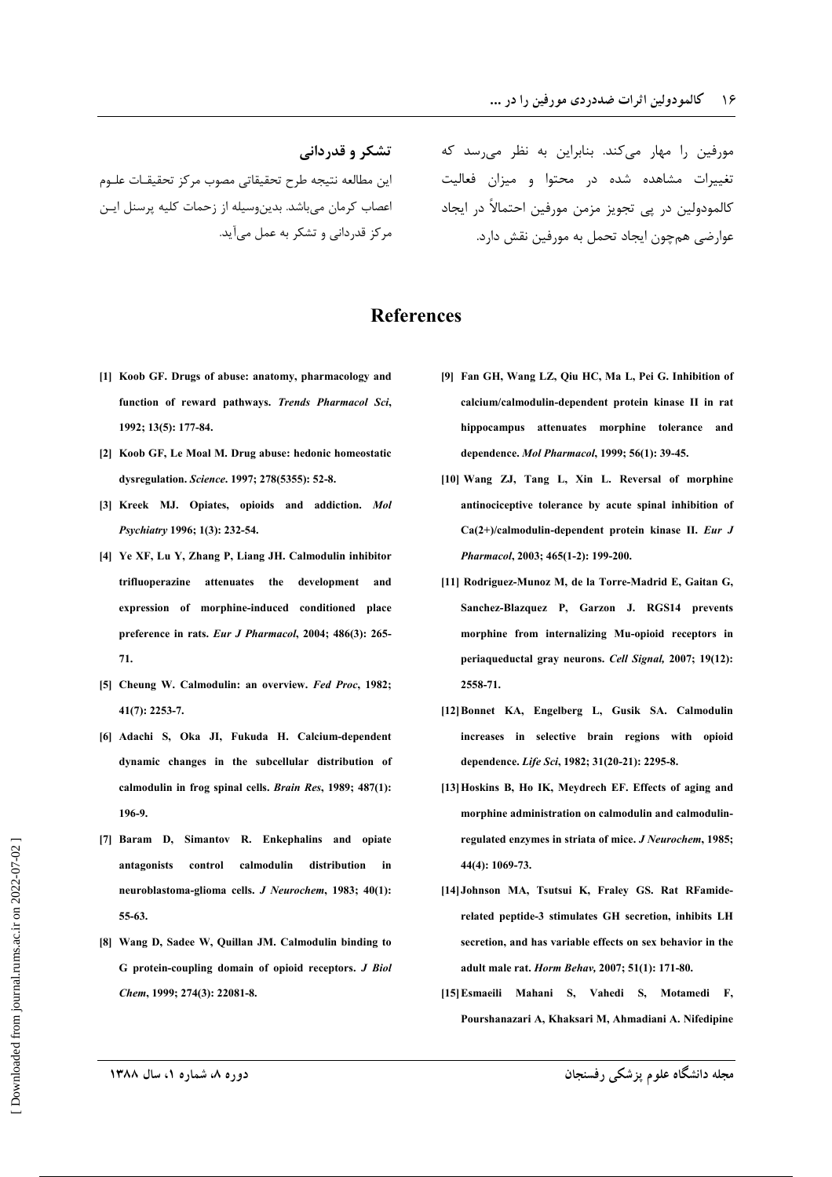مورفین را مهار می‌کند. بنابراین به نظر می‌رسد که تغییرات مشاهده شده در محتوا و میزان فعالیت کالمودولین در پی تجویز مزمن مورفین احتمالاً در ایجاد عوارضی همچون ایجاد تحمل به مورفین نقش دارد.

**تشکر و قدردانی**

این مطالعه نتیجه طرح تحقیقاتی مصوب مرکز تحقیقات علوم اعصاب کرمان می‌باشد. بدین‌وسیله از زحمات کلیه پرسنل این مرکز قدردانی و تشکر به عمل می‌آید.

## References

[1] Koob GF. Drugs of abuse: anatomy, pharmacology and function of reward pathways. *Trends Pharmacol Sci*, 1992; 13(5): 177-84.

[2] Koob GF, Le Moal M. Drug abuse: hedonic homeostatic dysregulation. *Science*. 1997; 278(5355): 52-8.

[3] Kreek MJ. Opiates, opioids and addiction. *Mol Psychiatry* 1996; 1(3): 232-54.

[4] Ye XF, Lu Y, Zhang P, Liang JH. Calmodulin inhibitor trifluoperazine attenuates the development and expression of morphine-induced conditioned place preference in rats. *Eur J Pharmacol*, 2004; 486(3): 265-71.

[5] Cheung W. Calmodulin: an overview. *Fed Proc*, 1982; 41(7): 2253-7.

[6] Adachi S, Oka JI, Fukuda H. Calcium-dependent dynamic changes in the subcellular distribution of calmodulin in frog spinal cells. *Brain Res*, 1989; 487(1): 196-9.

[7] Baram D, Simantov R. Enkephalins and opiate antagonists control calmodulin distribution in neuroblastoma-glioma cells. *J Neurochem*, 1983; 40(1): 55-63.

[8] Wang D, Sadee W, Quillan JM. Calmodulin binding to G protein-coupling domain of opioid receptors. *J Biol Chem*, 1999; 274(3): 22081-8.

[9] Fan GH, Wang LZ, Qiu HC, Ma L, Pei G. Inhibition of calcium/calmodulin-dependent protein kinase II in rat hippocampus attenuates morphine tolerance and dependence. *Mol Pharmacol*, 1999; 56(1): 39-45.

[10] Wang ZJ, Tang L, Xin L. Reversal of morphine antinociceptive tolerance by acute spinal inhibition of Ca(2+)/calmodulin-dependent protein kinase II. *Eur J Pharmacol*, 2003; 465(1-2): 199-200.

[11] Rodriguez-Munoz M, de la Torre-Madrid E, Gaitan G, Sanchez-Blazquez P, Garzon J. RGS14 prevents morphine from internalizing Mu-opioid receptors in periaqueductal gray neurons. *Cell Signal,* 2007; 19(12): 2558-71.

[12] Bonnet KA, Engelberg L, Gusik SA. Calmodulin increases in selective brain regions with opioid dependence. *Life Sci*, 1982; 31(20-21): 2295-8.

[13] Hoskins B, Ho IK, Meydrech EF. Effects of aging and morphine administration on calmodulin and calmodulin-regulated enzymes in striata of mice. *J Neurochem*, 1985; 44(4): 1069-73.

[14] Johnson MA, Tsutsui K, Fraley GS. Rat RFamide-related peptide-3 stimulates GH secretion, inhibits LH secretion, and has variable effects on sex behavior in the adult male rat. *Horm Behav,* 2007; 51(1): 171-80.

[15] Esmaeili Mahani S, Vahedi S, Motamedi F, Pourshanazari A, Khaksari M, Ahmadiani A. Nifedipine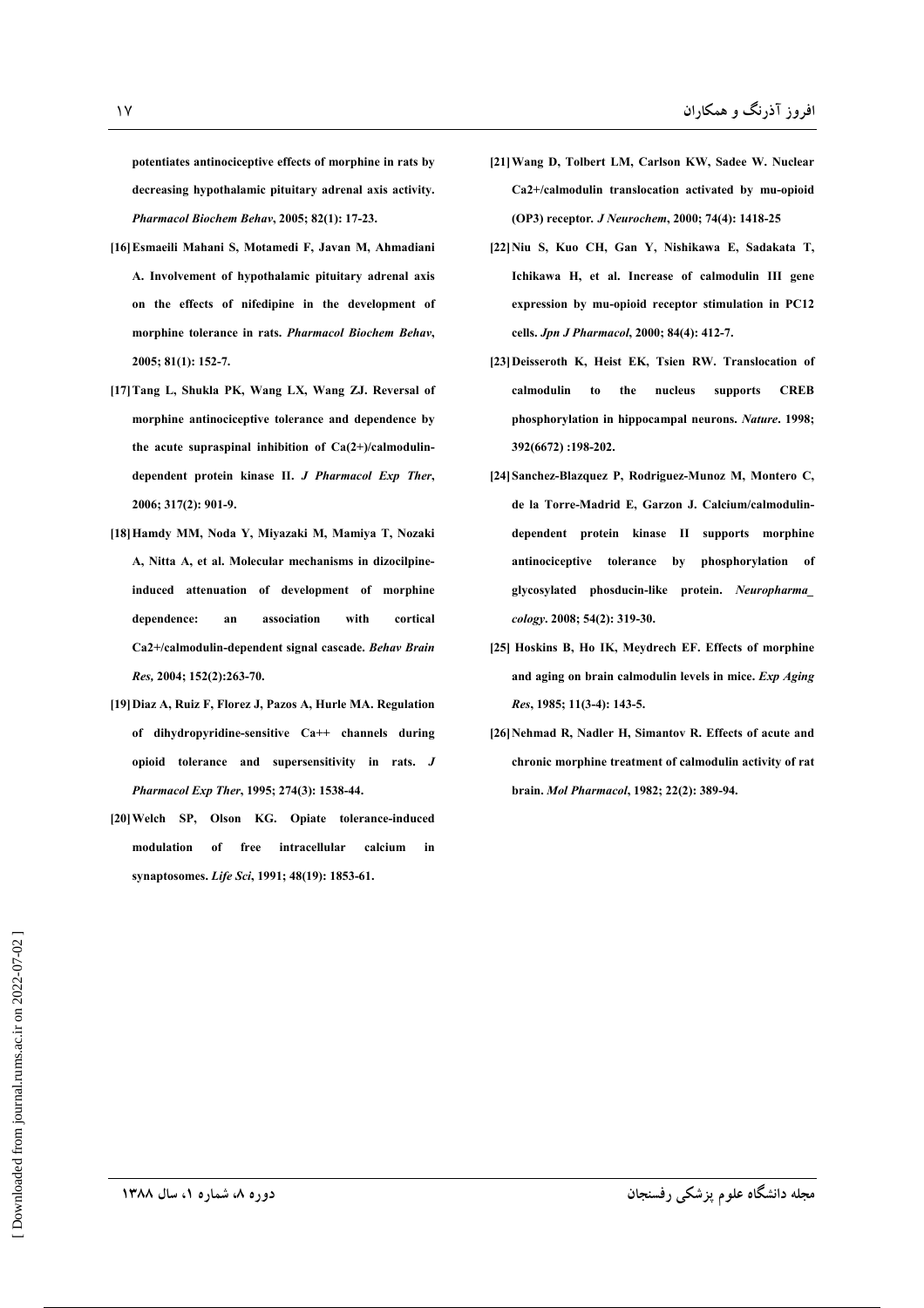potentiates antinociceptive effects of morphine in rats by decreasing hypothalamic pituitary adrenal axis activity. *Pharmacol Biochem Behav*, 2005; 82(1): 17-23.

[16] Esmaeili Mahani S, Motamedi F, Javan M, Ahmadiani A. Involvement of hypothalamic pituitary adrenal axis on the effects of nifedipine in the development of morphine tolerance in rats. *Pharmacol Biochem Behav*, 2005; 81(1): 152-7.

[17] Tang L, Shukla PK, Wang LX, Wang ZJ. Reversal of morphine antinociceptive tolerance and dependence by the acute supraspinal inhibition of Ca(2+)/calmodulin-dependent protein kinase II. *J Pharmacol Exp Ther*, 2006; 317(2): 901-9.

[18] Hamdy MM, Noda Y, Miyazaki M, Mamiya T, Nozaki A, Nitta A, et al. Molecular mechanisms in dizocilpine-induced attenuation of development of morphine dependence: an association with cortical Ca2+/calmodulin-dependent signal cascade. *Behav Brain Res,* 2004; 152(2):263-70.

[19] Diaz A, Ruiz F, Florez J, Pazos A, Hurle MA. Regulation of dihydropyridine-sensitive Ca++ channels during opioid tolerance and supersensitivity in rats. *J Pharmacol Exp Ther*, 1995; 274(3): 1538-44.

[20] Welch SP, Olson KG. Opiate tolerance-induced modulation of free intracellular calcium in synaptosomes. *Life Sci*, 1991; 48(19): 1853-61.

[21] Wang D, Tolbert LM, Carlson KW, Sadee W. Nuclear Ca2+/calmodulin translocation activated by mu-opioid (OP3) receptor. *J Neurochem*, 2000; 74(4): 1418-25

[22] Niu S, Kuo CH, Gan Y, Nishikawa E, Sadakata T, Ichikawa H, et al. Increase of calmodulin III gene expression by mu-opioid receptor stimulation in PC12 cells. *Jpn J Pharmacol*, 2000; 84(4): 412-7.

[23] Deisseroth K, Heist EK, Tsien RW. Translocation of calmodulin to the nucleus supports CREB phosphorylation in hippocampal neurons. *Nature*. 1998; 392(6672) :198-202.

[24] Sanchez-Blazquez P, Rodriguez-Munoz M, Montero C, de la Torre-Madrid E, Garzon J. Calcium/calmodulin-dependent protein kinase II supports morphine antinociceptive tolerance by phosphorylation of glycosylated phosducin-like protein. *Neuropharmacology*. 2008; 54(2): 319-30.

[25] Hoskins B, Ho IK, Meydrech EF. Effects of morphine and aging on brain calmodulin levels in mice. *Exp Aging Res*, 1985; 11(3-4): 143-5.

[26] Nehmad R, Nadler H, Simantov R. Effects of acute and chronic morphine treatment of calmodulin activity of rat brain. *Mol Pharmacol*, 1982; 22(2): 389-94.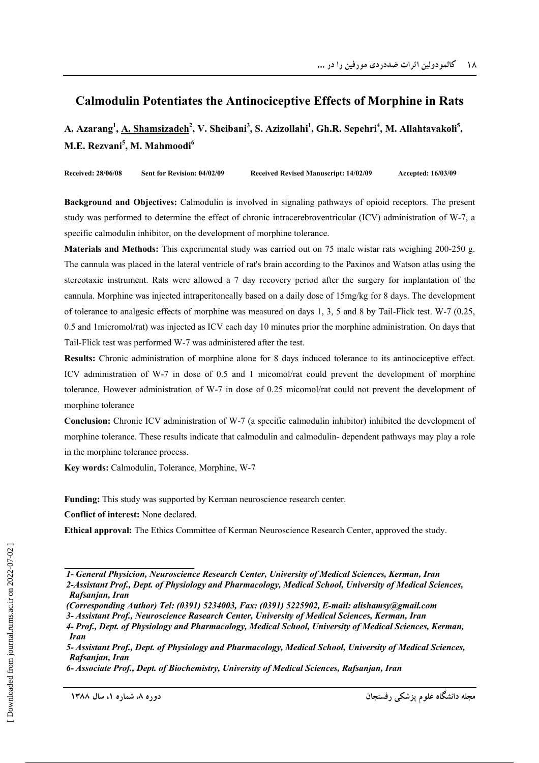# Calmodulin Potentiates the Antinociceptive Effects of Morphine in Rats

**A. Azarang[1], A. Shamsizadeh[2], V. Sheibani[3], S. Azizollahi[1], Gh.R. Sepehri[4], M. Allahtavakoli[5], M.E. Rezvani[5], M. Mahmoodi[6]**

**Received: 28/06/08 Sent for Revision: 04/02/09 Received Revised Manuscript: 14/02/09 Accepted: 16/03/09**

**Background and Objectives:** Calmodulin is involved in signaling pathways of opioid receptors. The present study was performed to determine the effect of chronic intracerebroventricular (ICV) administration of W-7, a specific calmodulin inhibitor, on the development of morphine tolerance.

**Materials and Methods:** This experimental study was carried out on 75 male wistar rats weighing 200-250 g. The cannula was placed in the lateral ventricle of rat's brain according to the Paxinos and Watson atlas using the stereotaxic instrument. Rats were allowed a 7 day recovery period after the surgery for implantation of the cannula. Morphine was injected intraperitoneally based on a daily dose of 15mg/kg for 8 days. The development of tolerance to analgesic effects of morphine was measured on days 1, 3, 5 and 8 by Tail-Flick test. W-7 (0.25, 0.5 and 1micromol/rat) was injected as ICV each day 10 minutes prior the morphine administration. On days that Tail-Flick test was performed W-7 was administered after the test.

**Results:** Chronic administration of morphine alone for 8 days induced tolerance to its antinociceptive effect. ICV administration of W-7 in dose of 0.5 and 1 micomol/rat could prevent the development of morphine tolerance. However administration of W-7 in dose of 0.25 micomol/rat could not prevent the development of morphine tolerance

**Conclusion:** Chronic ICV administration of W-7 (a specific calmodulin inhibitor) inhibited the development of morphine tolerance. These results indicate that calmodulin and calmodulin- dependent pathways may play a role in the morphine tolerance process.

**Key words:** Calmodulin, Tolerance, Morphine, W-7

**Funding:** This study was supported by Kerman neuroscience research center.

**Conflict of interest:** None declared.

**Ethical approval:** The Ethics Committee of Kerman Neuroscience Research Center, approved the study.

---

*1- General Physicion, Neuroscience Research Center, University of Medical Sciences, Kerman, Iran*
*2-Assistant Prof., Dept. of Physiology and Pharmacology, Medical School, University of Medical Sciences, Rafsanjan, Iran*
*(Corresponding Author) Tel: (0391) 5234003, Fax: (0391) 5225902, E-mail: alishamsy@gmail.com*
*3- Assistant Prof., Neuroscience Rasearch Center, University of Medical Sciences, Kerman, Iran*
*4- Prof., Dept. of Physiology and Pharmacology, Medical School, University of Medical Sciences, Kerman, Iran*
*5- Assistant Prof., Dept. of Physiology and Pharmacology, Medical School, University of Medical Sciences, Rafsanjan, Iran*
*6- Associate Prof., Dept. of Biochemistry, University of Medical Sciences, Rafsanjan, Iran*